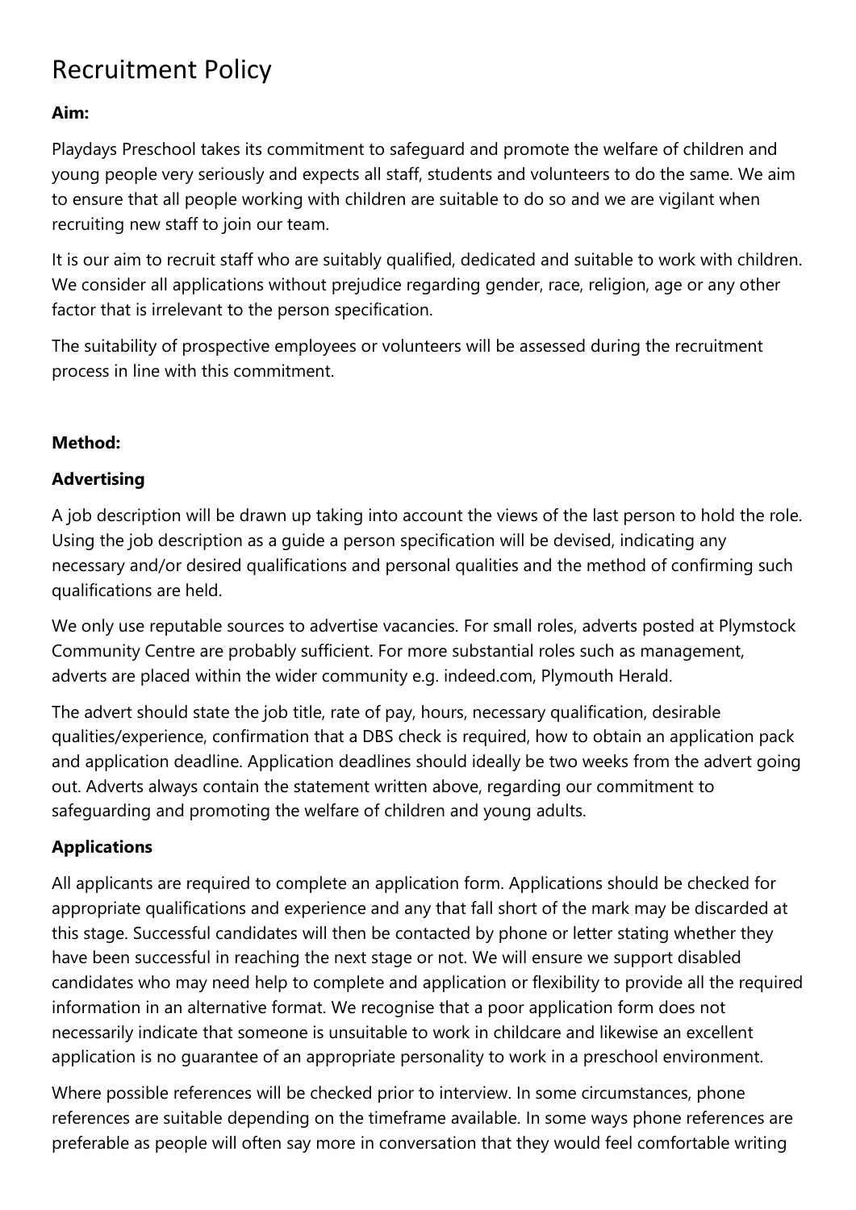# Recruitment Policy

**Aim:**

Playdays Preschool takes its commitment to safeguard and promote the welfare of children and young people very seriously and expects all staff, students and volunteers to do the same. We aim to ensure that all people working with children are suitable to do so and we are vigilant when recruiting new staff to join our team.

It is our aim to recruit staff who are suitably qualified, dedicated and suitable to work with children. We consider all applications without prejudice regarding gender, race, religion, age or any other factor that is irrelevant to the person specification.

The suitability of prospective employees or volunteers will be assessed during the recruitment process in line with this commitment.

**Method:**

**Advertising**

A job description will be drawn up taking into account the views of the last person to hold the role. Using the job description as a guide a person specification will be devised, indicating any necessary and/or desired qualifications and personal qualities and the method of confirming such qualifications are held.

We only use reputable sources to advertise vacancies. For small roles, adverts posted at Plymstock Community Centre are probably sufficient. For more substantial roles such as management, adverts are placed within the wider community e.g. indeed.com, Plymouth Herald.

The advert should state the job title, rate of pay, hours, necessary qualification, desirable qualities/experience, confirmation that a DBS check is required, how to obtain an application pack and application deadline. Application deadlines should ideally be two weeks from the advert going out. Adverts always contain the statement written above, regarding our commitment to safeguarding and promoting the welfare of children and young adults.

**Applications**

All applicants are required to complete an application form. Applications should be checked for appropriate qualifications and experience and any that fall short of the mark may be discarded at this stage. Successful candidates will then be contacted by phone or letter stating whether they have been successful in reaching the next stage or not. We will ensure we support disabled candidates who may need help to complete and application or flexibility to provide all the required information in an alternative format. We recognise that a poor application form does not necessarily indicate that someone is unsuitable to work in childcare and likewise an excellent application is no guarantee of an appropriate personality to work in a preschool environment.

Where possible references will be checked prior to interview. In some circumstances, phone references are suitable depending on the timeframe available. In some ways phone references are preferable as people will often say more in conversation that they would feel comfortable writing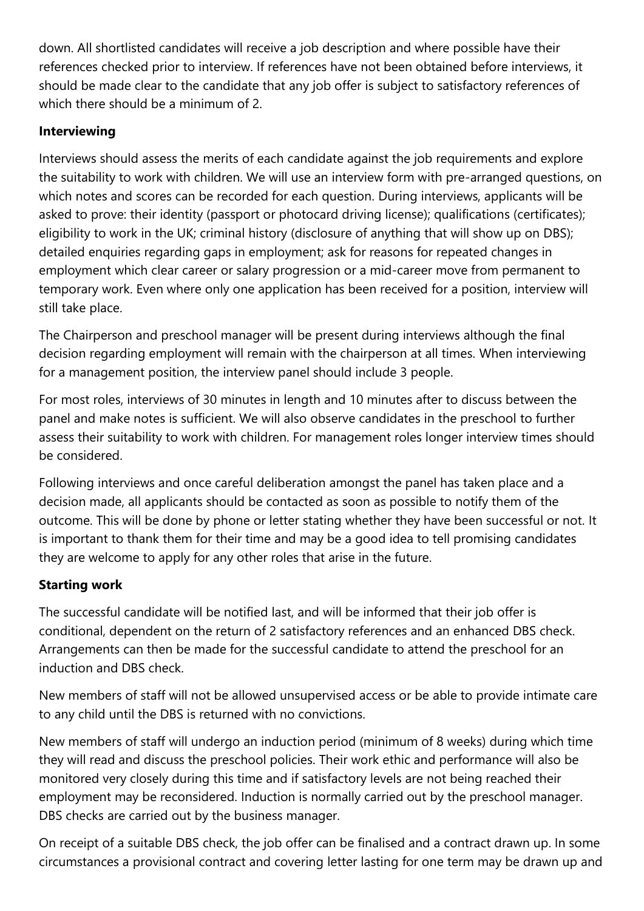down. All shortlisted candidates will receive a job description and where possible have their references checked prior to interview. If references have not been obtained before interviews, it should be made clear to the candidate that any job offer is subject to satisfactory references of which there should be a minimum of 2.

**Interviewing**

Interviews should assess the merits of each candidate against the job requirements and explore the suitability to work with children. We will use an interview form with pre-arranged questions, on which notes and scores can be recorded for each question. During interviews, applicants will be asked to prove: their identity (passport or photocard driving license); qualifications (certificates); eligibility to work in the UK; criminal history (disclosure of anything that will show up on DBS); detailed enquiries regarding gaps in employment; ask for reasons for repeated changes in employment which clear career or salary progression or a mid-career move from permanent to temporary work. Even where only one application has been received for a position, interview will still take place.

The Chairperson and preschool manager will be present during interviews although the final decision regarding employment will remain with the chairperson at all times. When interviewing for a management position, the interview panel should include 3 people.

For most roles, interviews of 30 minutes in length and 10 minutes after to discuss between the panel and make notes is sufficient. We will also observe candidates in the preschool to further assess their suitability to work with children. For management roles longer interview times should be considered.

Following interviews and once careful deliberation amongst the panel has taken place and a decision made, all applicants should be contacted as soon as possible to notify them of the outcome. This will be done by phone or letter stating whether they have been successful or not. It is important to thank them for their time and may be a good idea to tell promising candidates they are welcome to apply for any other roles that arise in the future.

**Starting work**

The successful candidate will be notified last, and will be informed that their job offer is conditional, dependent on the return of 2 satisfactory references and an enhanced DBS check. Arrangements can then be made for the successful candidate to attend the preschool for an induction and DBS check.

New members of staff will not be allowed unsupervised access or be able to provide intimate care to any child until the DBS is returned with no convictions.

New members of staff will undergo an induction period (minimum of 8 weeks) during which time they will read and discuss the preschool policies. Their work ethic and performance will also be monitored very closely during this time and if satisfactory levels are not being reached their employment may be reconsidered. Induction is normally carried out by the preschool manager. DBS checks are carried out by the business manager.

On receipt of a suitable DBS check, the job offer can be finalised and a contract drawn up. In some circumstances a provisional contract and covering letter lasting for one term may be drawn up and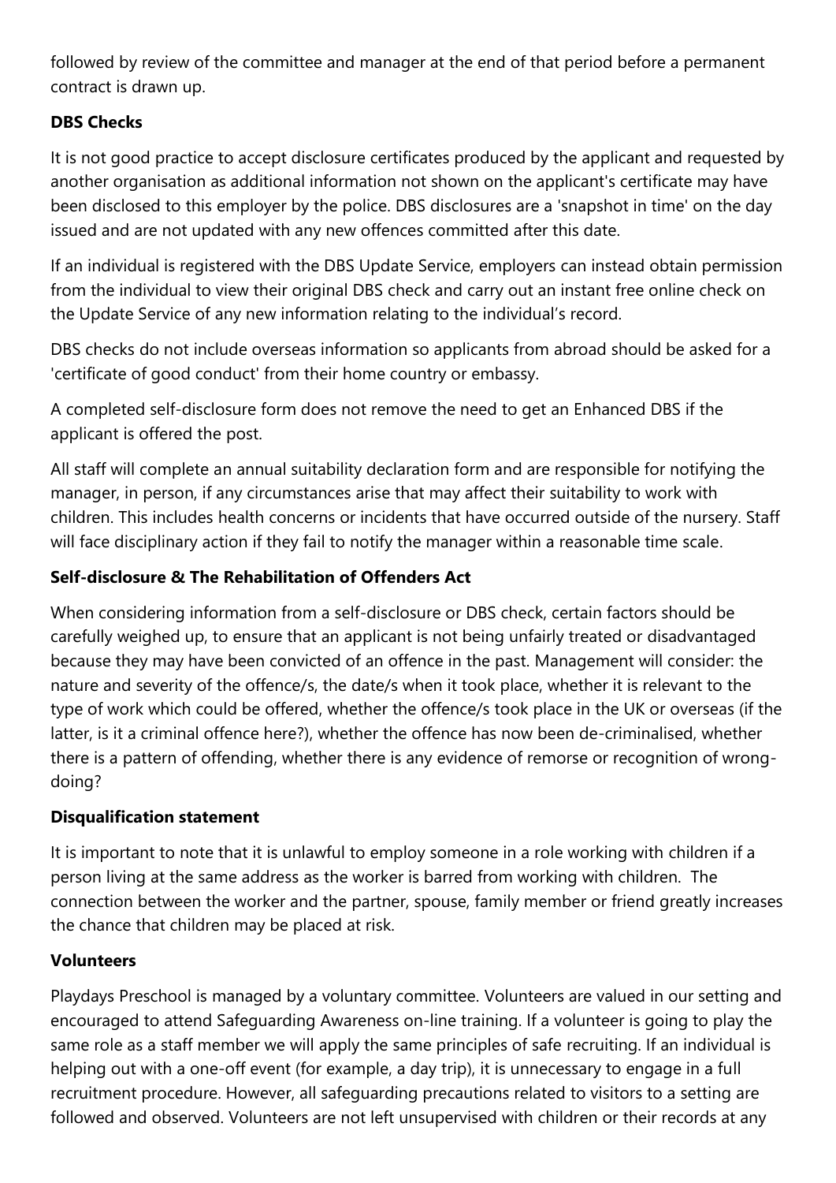followed by review of the committee and manager at the end of that period before a permanent contract is drawn up.

**DBS Checks**

It is not good practice to accept disclosure certificates produced by the applicant and requested by another organisation as additional information not shown on the applicant's certificate may have been disclosed to this employer by the police. DBS disclosures are a 'snapshot in time' on the day issued and are not updated with any new offences committed after this date.

If an individual is registered with the DBS Update Service, employers can instead obtain permission from the individual to view their original DBS check and carry out an instant free online check on the Update Service of any new information relating to the individual's record.

DBS checks do not include overseas information so applicants from abroad should be asked for a 'certificate of good conduct' from their home country or embassy.

A completed self-disclosure form does not remove the need to get an Enhanced DBS if the applicant is offered the post.

All staff will complete an annual suitability declaration form and are responsible for notifying the manager, in person, if any circumstances arise that may affect their suitability to work with children. This includes health concerns or incidents that have occurred outside of the nursery. Staff will face disciplinary action if they fail to notify the manager within a reasonable time scale.

**Self-disclosure & The Rehabilitation of Offenders Act**

When considering information from a self-disclosure or DBS check, certain factors should be carefully weighed up, to ensure that an applicant is not being unfairly treated or disadvantaged because they may have been convicted of an offence in the past. Management will consider: the nature and severity of the offence/s, the date/s when it took place, whether it is relevant to the type of work which could be offered, whether the offence/s took place in the UK or overseas (if the latter, is it a criminal offence here?), whether the offence has now been de-criminalised, whether there is a pattern of offending, whether there is any evidence of remorse or recognition of wrong-doing?

**Disqualification statement**

It is important to note that it is unlawful to employ someone in a role working with children if a person living at the same address as the worker is barred from working with children. The connection between the worker and the partner, spouse, family member or friend greatly increases the chance that children may be placed at risk.

**Volunteers**

Playdays Preschool is managed by a voluntary committee. Volunteers are valued in our setting and encouraged to attend Safeguarding Awareness on-line training. If a volunteer is going to play the same role as a staff member we will apply the same principles of safe recruiting. If an individual is helping out with a one-off event (for example, a day trip), it is unnecessary to engage in a full recruitment procedure. However, all safeguarding precautions related to visitors to a setting are followed and observed. Volunteers are not left unsupervised with children or their records at any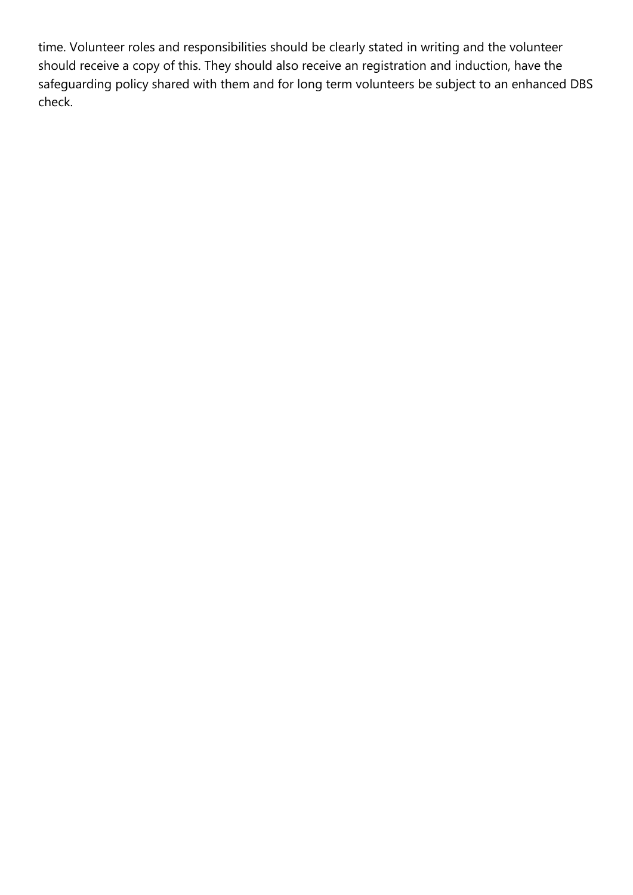time. Volunteer roles and responsibilities should be clearly stated in writing and the volunteer should receive a copy of this. They should also receive an registration and induction, have the safeguarding policy shared with them and for long term volunteers be subject to an enhanced DBS check.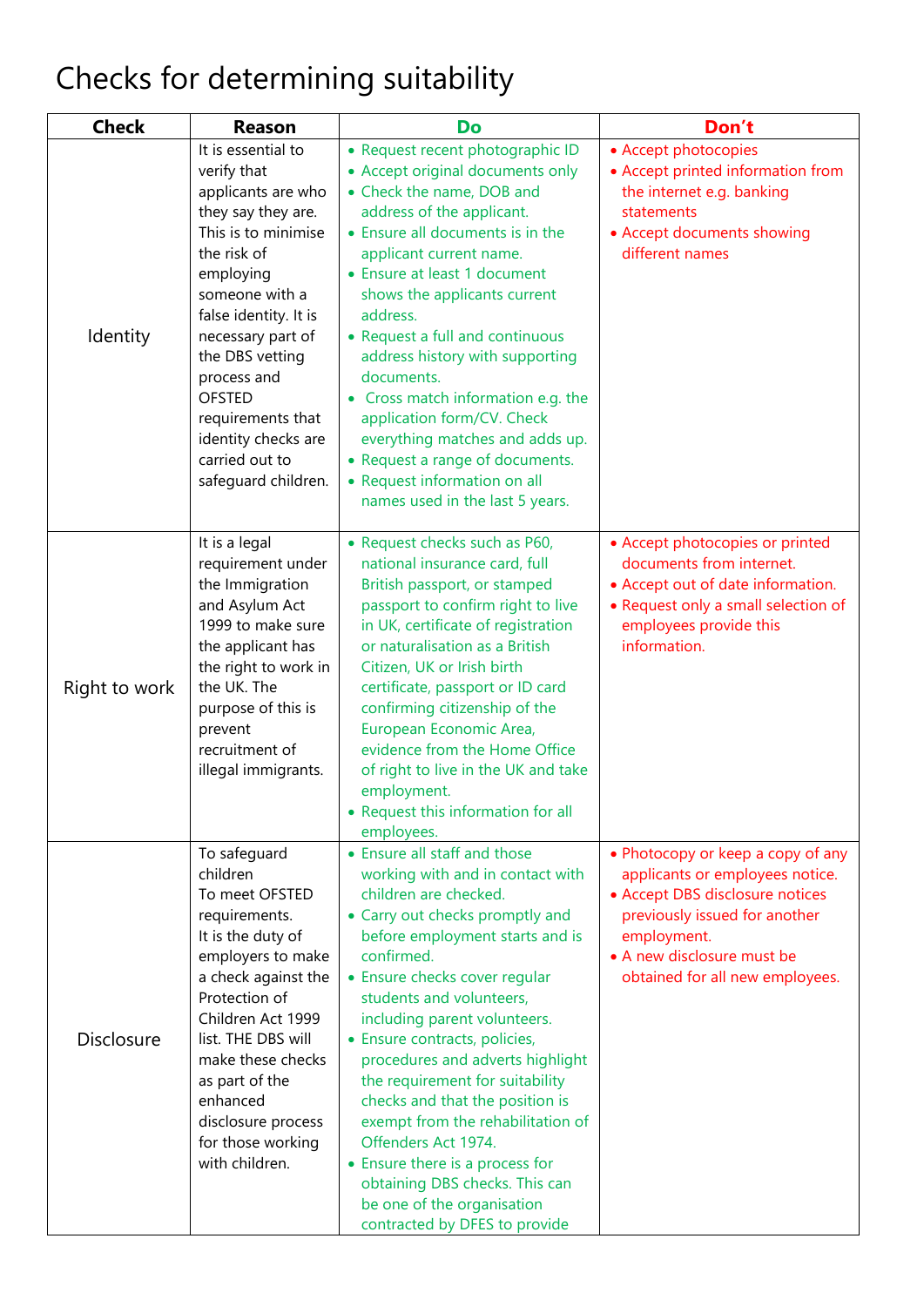# Checks for determining suitability

| Check | Reason | Do | Don't |
|---|---|---|---|
| Identity | It is essential to verify that applicants are who they say they are. This is to minimise the risk of employing someone with a false identity. It is necessary part of the DBS vetting process and OFSTED requirements that identity checks are carried out to safeguard children. | • Request recent photographic ID<br>• Accept original documents only<br>• Check the name, DOB and address of the applicant.<br>• Ensure all documents is in the applicant current name.<br>• Ensure at least 1 document shows the applicants current address.<br>• Request a full and continuous address history with supporting documents.<br>• Cross match information e.g. the application form/CV. Check everything matches and adds up.<br>• Request a range of documents.<br>• Request information on all names used in the last 5 years. | • Accept photocopies<br>• Accept printed information from the internet e.g. banking statements<br>• Accept documents showing different names |
| Right to work | It is a legal requirement under the Immigration and Asylum Act 1999 to make sure the applicant has the right to work in the UK. The purpose of this is prevent recruitment of illegal immigrants. | • Request checks such as P60, national insurance card, full British passport, or stamped passport to confirm right to live in UK, certificate of registration or naturalisation as a British Citizen, UK or Irish birth certificate, passport or ID card confirming citizenship of the European Economic Area, evidence from the Home Office of right to live in the UK and take employment.<br>• Request this information for all employees. | • Accept photocopies or printed documents from internet.<br>• Accept out of date information.<br>• Request only a small selection of employees provide this information. |
| Disclosure | To safeguard children<br>To meet OFSTED requirements.<br>It is the duty of employers to make a check against the Protection of Children Act 1999 list. THE DBS will make these checks as part of the enhanced disclosure process for those working with children. | • Ensure all staff and those working with and in contact with children are checked.<br>• Carry out checks promptly and before employment starts and is confirmed.<br>• Ensure checks cover regular students and volunteers, including parent volunteers.<br>• Ensure contracts, policies, procedures and adverts highlight the requirement for suitability checks and that the position is exempt from the rehabilitation of Offenders Act 1974.<br>• Ensure there is a process for obtaining DBS checks. This can be one of the organisation contracted by DFES to provide | • Photocopy or keep a copy of any applicants or employees notice.<br>• Accept DBS disclosure notices previously issued for another employment.<br>• A new disclosure must be obtained for all new employees. |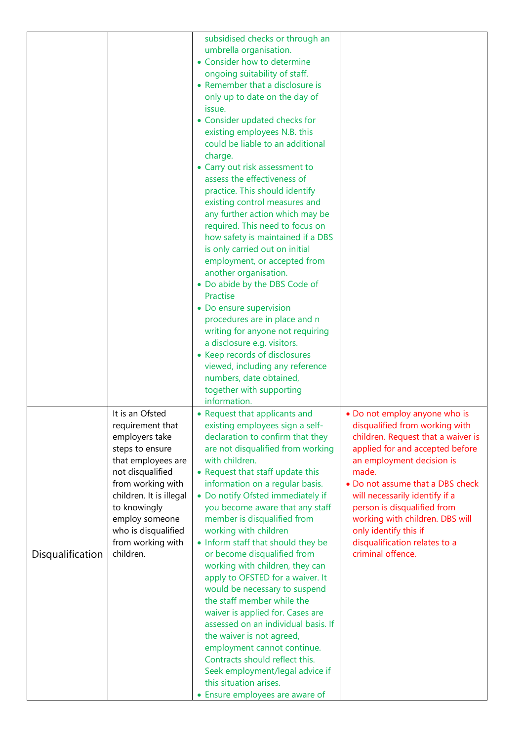| | | | |
|---|---|---|---|
| | | subsidised checks or through an umbrella organisation.<br>• Consider how to determine ongoing suitability of staff.<br>• Remember that a disclosure is only up to date on the day of issue.<br>• Consider updated checks for existing employees N.B. this could be liable to an additional charge.<br>• Carry out risk assessment to assess the effectiveness of practice. This should identify existing control measures and any further action which may be required. This need to focus on how safety is maintained if a DBS is only carried out on initial employment, or accepted from another organisation.<br>• Do abide by the DBS Code of Practise<br>• Do ensure supervision procedures are in place and n writing for anyone not requiring a disclosure e.g. visitors.<br>• Keep records of disclosures viewed, including any reference numbers, date obtained, together with supporting information. | |
| Disqualification | It is an Ofsted requirement that employers take steps to ensure that employees are not disqualified from working with children. It is illegal to knowingly employ someone who is disqualified from working with children. | • Request that applicants and existing employees sign a self-declaration to confirm that they are not disqualified from working with children.<br>• Request that staff update this information on a regular basis.<br>• Do notify Ofsted immediately if you become aware that any staff member is disqualified from working with children<br>• Inform staff that should they be or become disqualified from working with children, they can apply to OFSTED for a waiver. It would be necessary to suspend the staff member while the waiver is applied for. Cases are assessed on an individual basis. If the waiver is not agreed, employment cannot continue. Contracts should reflect this. Seek employment/legal advice if this situation arises.<br>• Ensure employees are aware of | • Do not employ anyone who is disqualified from working with children. Request that a waiver is applied for and accepted before an employment decision is made.<br>• Do not assume that a DBS check will necessarily identify if a person is disqualified from working with children. DBS will only identify this if disqualification relates to a criminal offence. |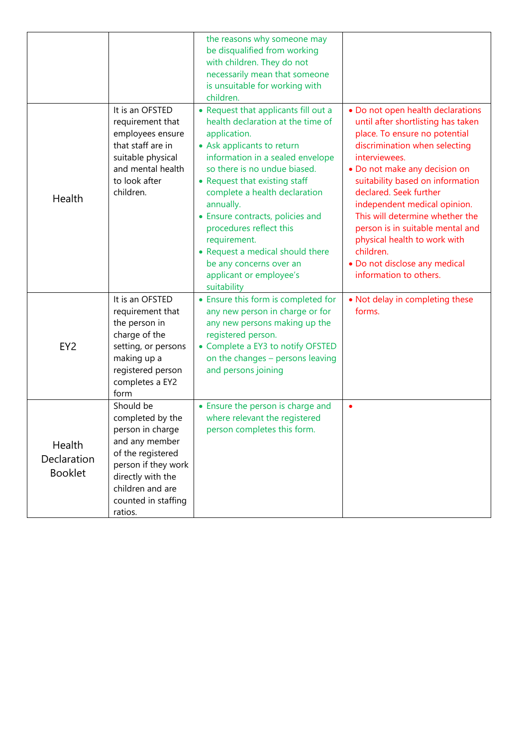| | | | |
|---|---|---|---|
| | | the reasons why someone may be disqualified from working with children. They do not necessarily mean that someone is unsuitable for working with children. | |
| Health | It is an OFSTED requirement that employees ensure that staff are in suitable physical and mental health to look after children. | • Request that applicants fill out a health declaration at the time of application.<br>• Ask applicants to return information in a sealed envelope so there is no undue biased.<br>• Request that existing staff complete a health declaration annually.<br>• Ensure contracts, policies and procedures reflect this requirement.<br>• Request a medical should there be any concerns over an applicant or employee's suitability | • Do not open health declarations until after shortlisting has taken place. To ensure no potential discrimination when selecting interviewees.<br>• Do not make any decision on suitability based on information declared. Seek further independent medical opinion. This will determine whether the person is in suitable mental and physical health to work with children.<br>• Do not disclose any medical information to others. |
| EY2 | It is an OFSTED requirement that the person in charge of the setting, or persons making up a registered person completes a EY2 form | • Ensure this form is completed for any new person in charge or for any new persons making up the registered person.<br>• Complete a EY3 to notify OFSTED on the changes – persons leaving and persons joining | • Not delay in completing these forms. |
| Health Declaration Booklet | Should be completed by the person in charge and any member of the registered person if they work directly with the children and are counted in staffing ratios. | • Ensure the person is charge and where relevant the registered person completes this form. | • |